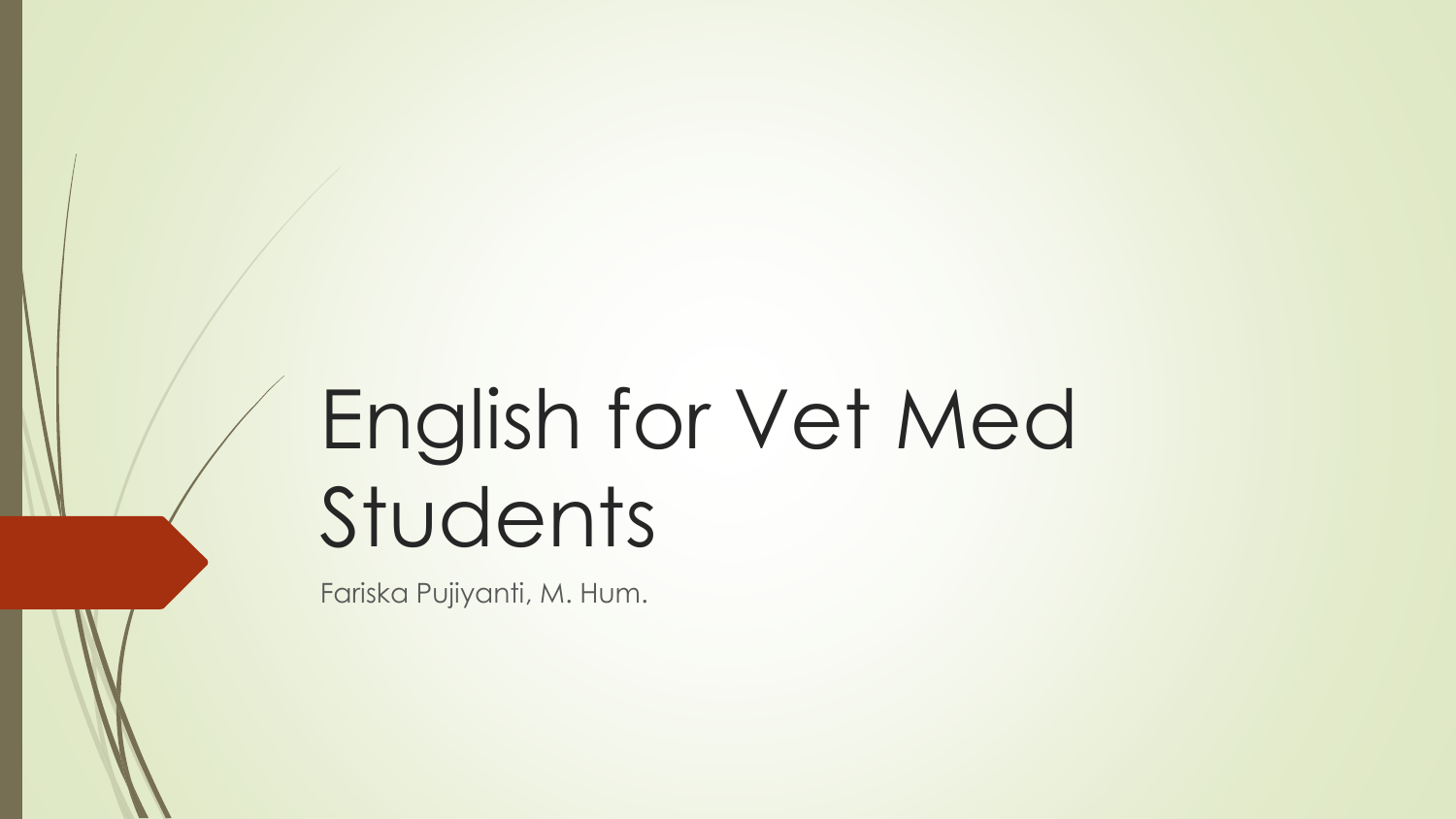# English for Vet Med Students

Fariska Pujiyanti, M. Hum.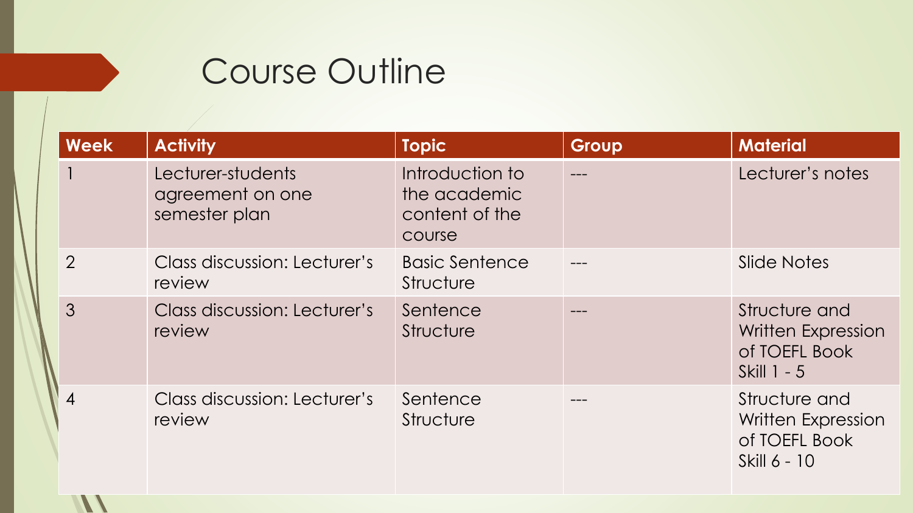# Course Outline

| Week | Activity | Topic | Group | Material |
| --- | --- | --- | --- | --- |
| 1 | Lecturer-students agreement on one semester plan | Introduction to the academic content of the course | --- | Lecturer's notes |
| 2 | Class discussion: Lecturer's review | Basic Sentence Structure | --- | Slide Notes |
| 3 | Class discussion: Lecturer's review | Sentence Structure | --- | Structure and Written Expression of TOEFL Book Skill 1 - 5 |
| 4 | Class discussion: Lecturer's review | Sentence Structure | --- | Structure and Written Expression of TOEFL Book Skill 6 - 10 |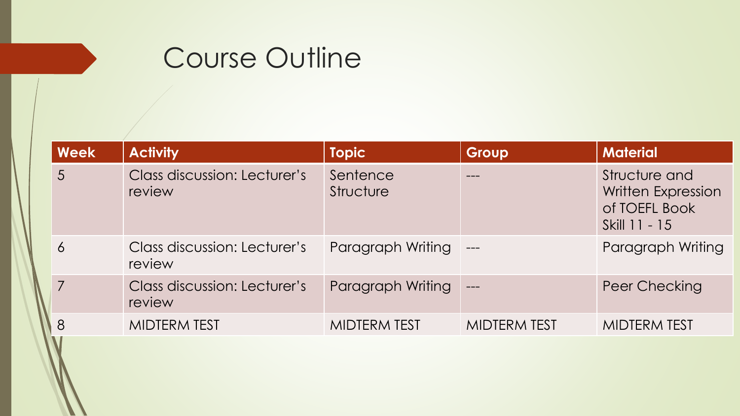# Course Outline

| Week | Activity | Topic | Group | Material |
|---|---|---|---|---|
| 5 | Class discussion: Lecturer's review | Sentence Structure | --- | Structure and Written Expression of TOEFL Book Skill 11 - 15 |
| 6 | Class discussion: Lecturer's review | Paragraph Writing | --- | Paragraph Writing |
| 7 | Class discussion: Lecturer's review | Paragraph Writing | --- | Peer Checking |
| 8 | MIDTERM TEST | MIDTERM TEST | MIDTERM TEST | MIDTERM TEST |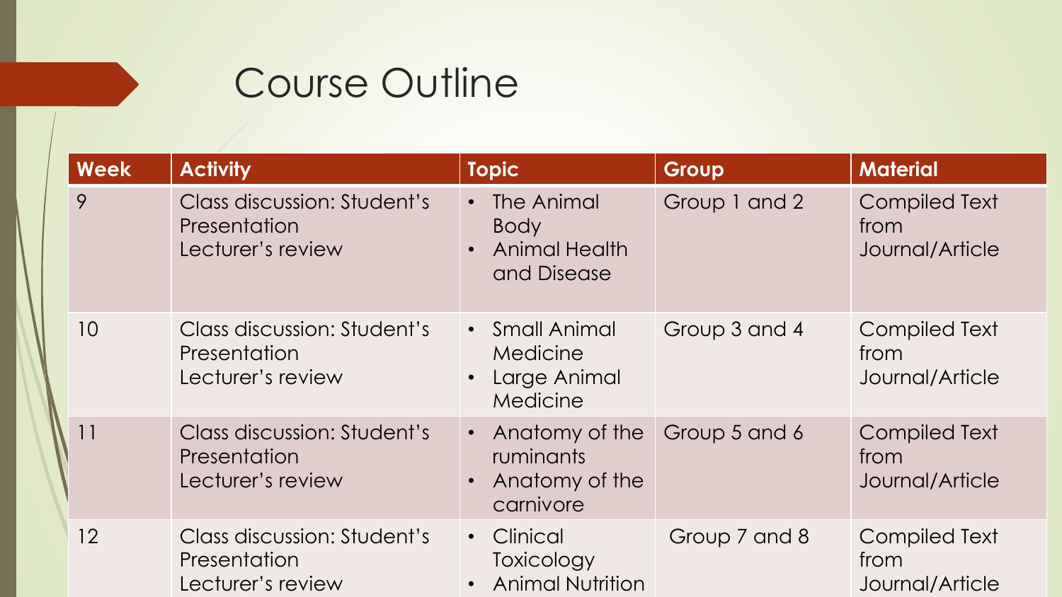# Course Outline

| Week | Activity | Topic | Group | Material |
| --- | --- | --- | --- | --- |
| 9 | Class discussion: Student's Presentation<br>Lecturer's review | • The Animal Body<br>• Animal Health and Disease | Group 1 and 2 | Compiled Text from Journal/Article |
| 10 | Class discussion: Student's Presentation<br>Lecturer's review | • Small Animal Medicine<br>• Large Animal Medicine | Group 3 and 4 | Compiled Text from Journal/Article |
| 11 | Class discussion: Student's Presentation<br>Lecturer's review | • Anatomy of the ruminants<br>• Anatomy of the carnivore | Group 5 and 6 | Compiled Text from Journal/Article |
| 12 | Class discussion: Student's Presentation<br>Lecturer's review | • Clinical Toxicology<br>• Animal Nutrition | Group 7 and 8 | Compiled Text from Journal/Article |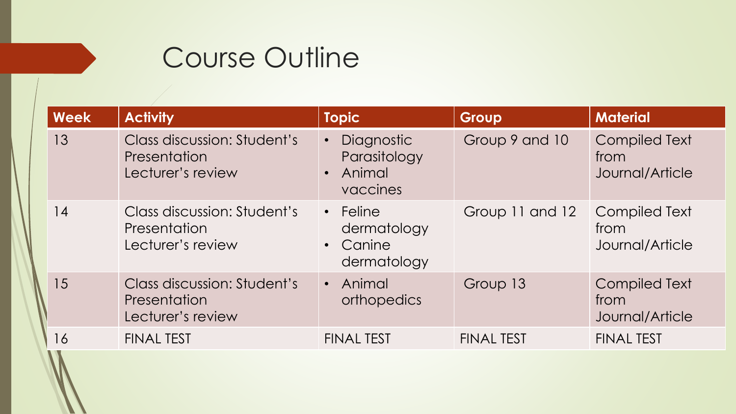# Course Outline

| Week | Activity | Topic | Group | Material |
|---|---|---|---|---|
| 13 | Class discussion: Student's Presentation<br>Lecturer's review | • Diagnostic Parasitology<br>• Animal vaccines | Group 9 and 10 | Compiled Text from Journal/Article |
| 14 | Class discussion: Student's Presentation<br>Lecturer's review | • Feline dermatology<br>• Canine dermatology | Group 11 and 12 | Compiled Text from Journal/Article |
| 15 | Class discussion: Student's Presentation<br>Lecturer's review | • Animal orthopedics | Group 13 | Compiled Text from Journal/Article |
| 16 | FINAL TEST | FINAL TEST | FINAL TEST | FINAL TEST |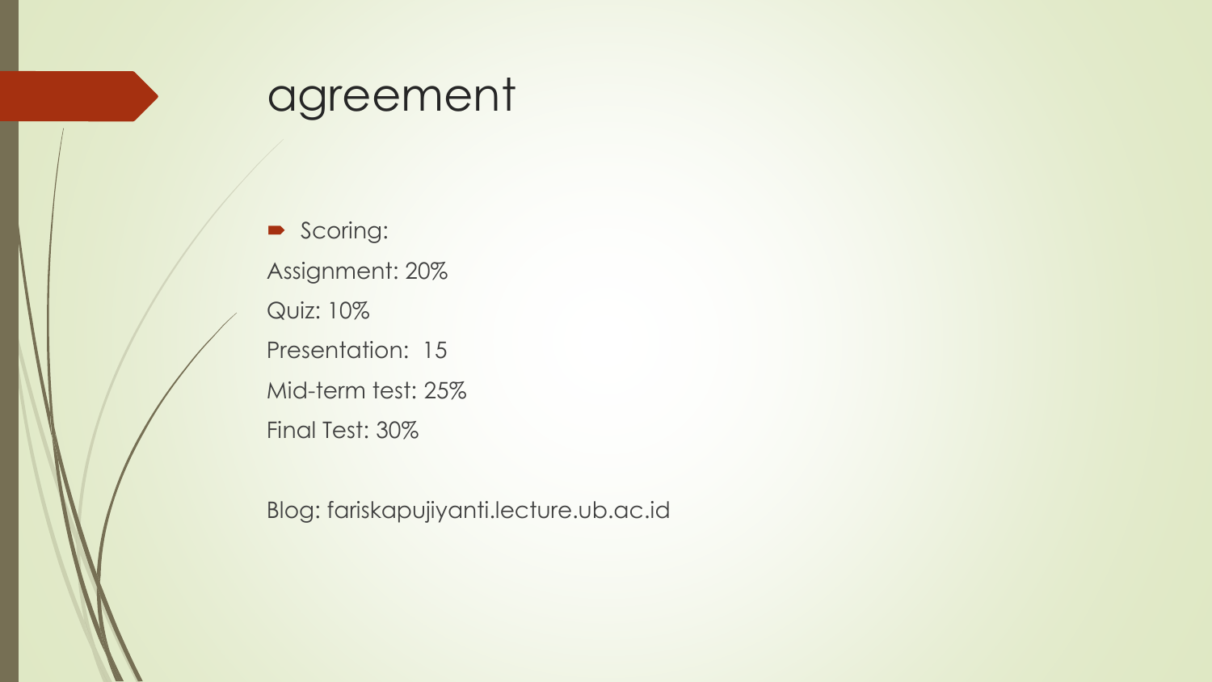# agreement

- Scoring:

Assignment: 20%

Quiz: 10%

Presentation:  15

Mid-term test: 25%

Final Test: 30%

Blog: fariskapujiyanti.lecture.ub.ac.id